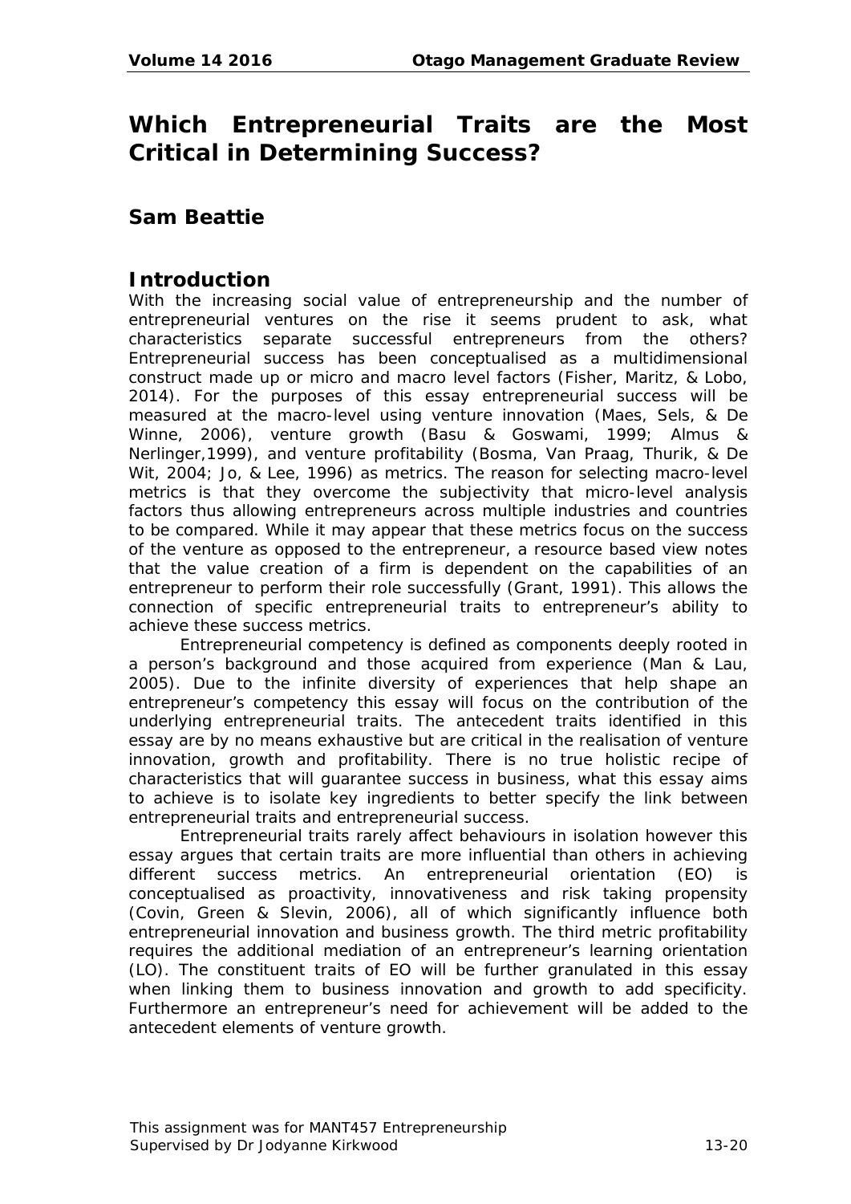# Which Entrepreneurial Traits are the Most Critical in Determining Success?

## Sam Beattie

## Introduction

With the increasing social value of entrepreneurship and the number of entrepreneurial ventures on the rise it seems prudent to ask, what characteristics separate successful entrepreneurs from the others? Entrepreneurial success has been conceptualised as a multidimensional construct made up or micro and macro level factors (Fisher, Maritz, & Lobo, 2014). For the purposes of this essay entrepreneurial success will be measured at the macro-level using venture innovation (Maes, Sels, & De Winne, 2006), venture growth (Basu & Goswami, 1999; Almus & Nerlinger,1999), and venture profitability (Bosma, Van Praag, Thurik, & De Wit, 2004; Jo, & Lee, 1996) as metrics. The reason for selecting macro-level metrics is that they overcome the subjectivity that micro-level analysis factors thus allowing entrepreneurs across multiple industries and countries to be compared. While it may appear that these metrics focus on the success of the venture as opposed to the entrepreneur, a resource based view notes that the value creation of a firm is dependent on the capabilities of an entrepreneur to perform their role successfully (Grant, 1991). This allows the connection of specific entrepreneurial traits to entrepreneur's ability to achieve these success metrics.

Entrepreneurial competency is defined as components deeply rooted in a person's background and those acquired from experience (Man & Lau, 2005). Due to the infinite diversity of experiences that help shape an entrepreneur's competency this essay will focus on the contribution of the underlying entrepreneurial traits. The antecedent traits identified in this essay are by no means exhaustive but are critical in the realisation of venture innovation, growth and profitability. There is no true holistic recipe of characteristics that will guarantee success in business, what this essay aims to achieve is to isolate key ingredients to better specify the link between entrepreneurial traits and entrepreneurial success.

Entrepreneurial traits rarely affect behaviours in isolation however this essay argues that certain traits are more influential than others in achieving different success metrics. An entrepreneurial orientation (EO) is conceptualised as proactivity, innovativeness and risk taking propensity (Covin, Green & Slevin, 2006), all of which significantly influence both entrepreneurial innovation and business growth. The third metric profitability requires the additional mediation of an entrepreneur's learning orientation (LO). The constituent traits of EO will be further granulated in this essay when linking them to business innovation and growth to add specificity. Furthermore an entrepreneur's need for achievement will be added to the antecedent elements of venture growth.

This assignment was for MANT457 Entrepreneurship
Supervised by Dr Jodyanne Kirkwood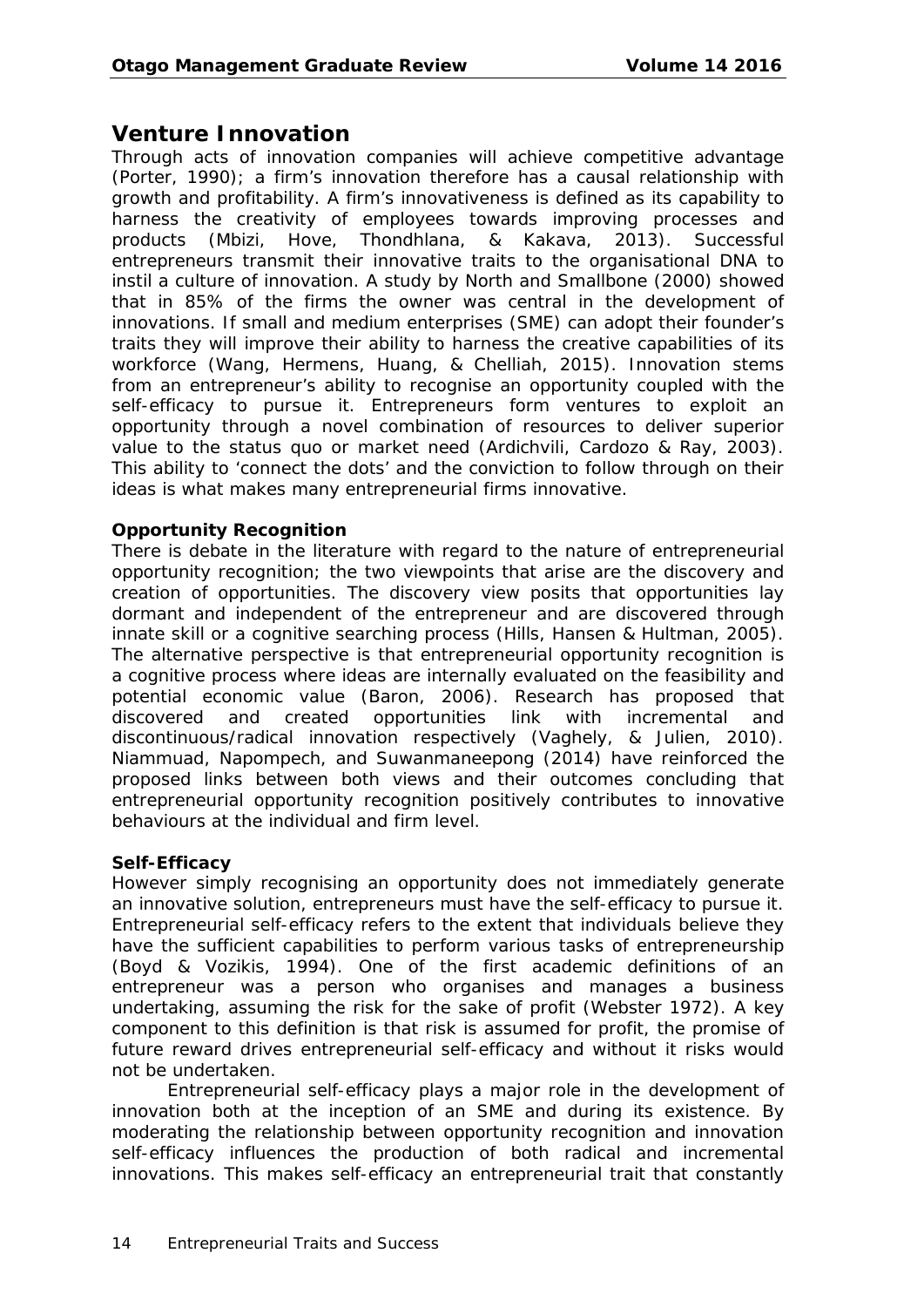## Venture Innovation

Through acts of innovation companies will achieve competitive advantage (Porter, 1990); a firm's innovation therefore has a causal relationship with growth and profitability. A firm's innovativeness is defined as its capability to harness the creativity of employees towards improving processes and products (Mbizi, Hove, Thondhlana, & Kakava, 2013). Successful entrepreneurs transmit their innovative traits to the organisational DNA to instil a culture of innovation. A study by North and Smallbone (2000) showed that in 85% of the firms the owner was central in the development of innovations. If small and medium enterprises (SME) can adopt their founder's traits they will improve their ability to harness the creative capabilities of its workforce (Wang, Hermens, Huang, & Chelliah, 2015). Innovation stems from an entrepreneur's ability to recognise an opportunity coupled with the self-efficacy to pursue it. Entrepreneurs form ventures to exploit an opportunity through a novel combination of resources to deliver superior value to the status quo or market need (Ardichvili, Cardozo & Ray, 2003). This ability to 'connect the dots' and the conviction to follow through on their ideas is what makes many entrepreneurial firms innovative.

### Opportunity Recognition

There is debate in the literature with regard to the nature of entrepreneurial opportunity recognition; the two viewpoints that arise are the discovery and creation of opportunities. The discovery view posits that opportunities lay dormant and independent of the entrepreneur and are discovered through innate skill or a cognitive searching process (Hills, Hansen & Hultman, 2005). The alternative perspective is that entrepreneurial opportunity recognition is a cognitive process where ideas are internally evaluated on the feasibility and potential economic value (Baron, 2006). Research has proposed that discovered and created opportunities link with incremental and discontinuous/radical innovation respectively (Vaghely, & Julien, 2010). Niammuad, Napompech, and Suwanmaneepong (2014) have reinforced the proposed links between both views and their outcomes concluding that entrepreneurial opportunity recognition positively contributes to innovative behaviours at the individual and firm level.

### Self-Efficacy

However simply recognising an opportunity does not immediately generate an innovative solution, entrepreneurs must have the self-efficacy to pursue it. Entrepreneurial self-efficacy refers to the extent that individuals believe they have the sufficient capabilities to perform various tasks of entrepreneurship (Boyd & Vozikis, 1994). One of the first academic definitions of an entrepreneur was a person who organises and manages a business undertaking, assuming the risk for the sake of profit (Webster 1972). A key component to this definition is that risk is assumed for profit, the promise of future reward drives entrepreneurial self-efficacy and without it risks would not be undertaken.

Entrepreneurial self-efficacy plays a major role in the development of innovation both at the inception of an SME and during its existence. By moderating the relationship between opportunity recognition and innovation self-efficacy influences the production of both radical and incremental innovations. This makes self-efficacy an entrepreneurial trait that constantly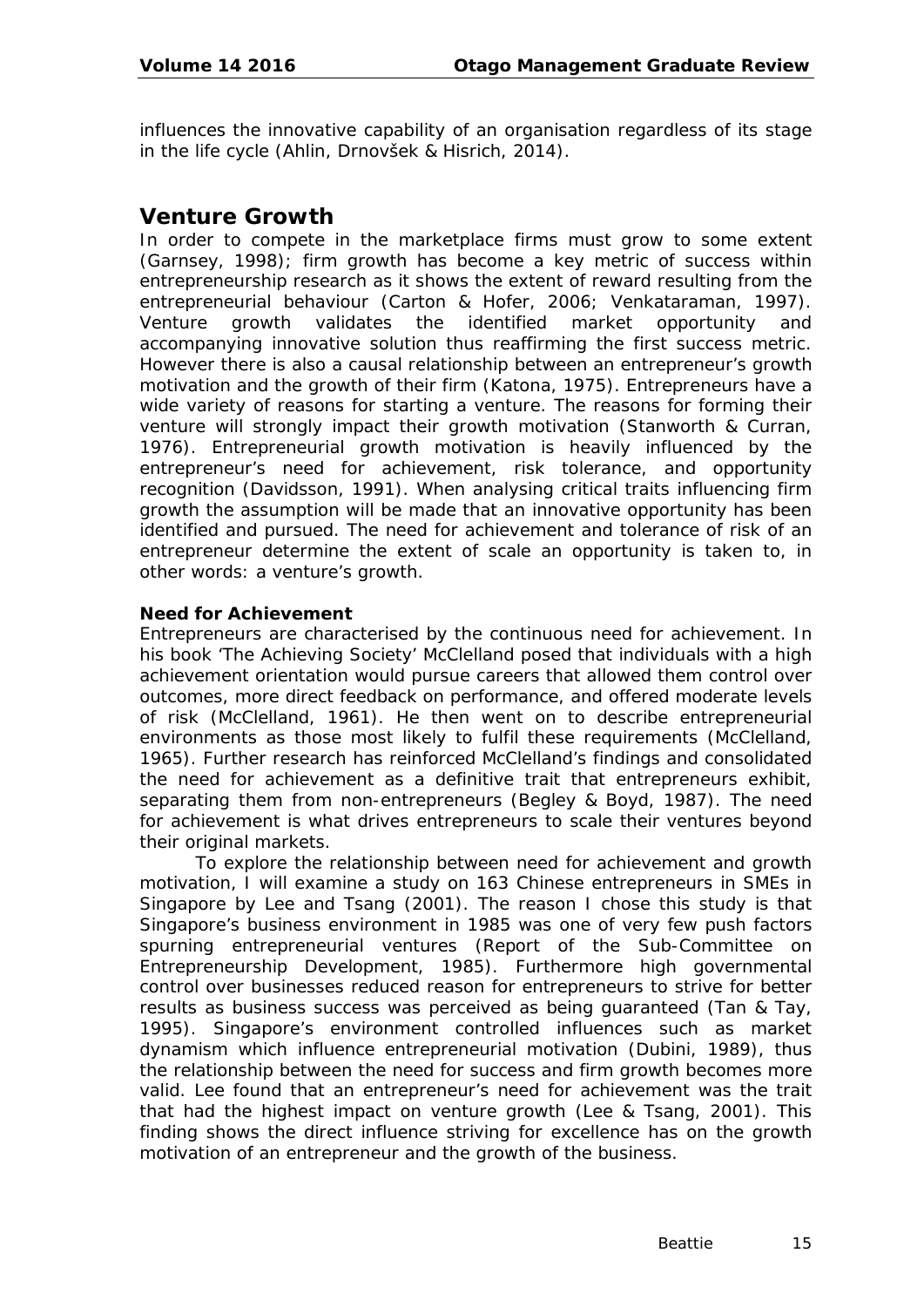influences the innovative capability of an organisation regardless of its stage in the life cycle (Ahlin, Drnovšek & Hisrich, 2014).

## Venture Growth

In order to compete in the marketplace firms must grow to some extent (Garnsey, 1998); firm growth has become a key metric of success within entrepreneurship research as it shows the extent of reward resulting from the entrepreneurial behaviour (Carton & Hofer, 2006; Venkataraman, 1997). Venture growth validates the identified market opportunity and accompanying innovative solution thus reaffirming the first success metric. However there is also a causal relationship between an entrepreneur's growth motivation and the growth of their firm (Katona, 1975). Entrepreneurs have a wide variety of reasons for starting a venture. The reasons for forming their venture will strongly impact their growth motivation (Stanworth & Curran, 1976). Entrepreneurial growth motivation is heavily influenced by the entrepreneur's need for achievement, risk tolerance, and opportunity recognition (Davidsson, 1991). When analysing critical traits influencing firm growth the assumption will be made that an innovative opportunity has been identified and pursued. The need for achievement and tolerance of risk of an entrepreneur determine the extent of scale an opportunity is taken to, in other words: a venture's growth.

### Need for Achievement

Entrepreneurs are characterised by the continuous need for achievement. In his book 'The Achieving Society' McClelland posed that individuals with a high achievement orientation would pursue careers that allowed them control over outcomes, more direct feedback on performance, and offered moderate levels of risk (McClelland, 1961). He then went on to describe entrepreneurial environments as those most likely to fulfil these requirements (McClelland, 1965). Further research has reinforced McClelland's findings and consolidated the need for achievement as a definitive trait that entrepreneurs exhibit, separating them from non-entrepreneurs (Begley & Boyd, 1987). The need for achievement is what drives entrepreneurs to scale their ventures beyond their original markets.

To explore the relationship between need for achievement and growth motivation, I will examine a study on 163 Chinese entrepreneurs in SMEs in Singapore by Lee and Tsang (2001). The reason I chose this study is that Singapore's business environment in 1985 was one of very few push factors spurning entrepreneurial ventures (Report of the Sub-Committee on Entrepreneurship Development, 1985). Furthermore high governmental control over businesses reduced reason for entrepreneurs to strive for better results as business success was perceived as being guaranteed (Tan & Tay, 1995). Singapore's environment controlled influences such as market dynamism which influence entrepreneurial motivation (Dubini, 1989), thus the relationship between the need for success and firm growth becomes more valid. Lee found that an entrepreneur's need for achievement was the trait that had the highest impact on venture growth (Lee & Tsang, 2001). This finding shows the direct influence striving for excellence has on the growth motivation of an entrepreneur and the growth of the business.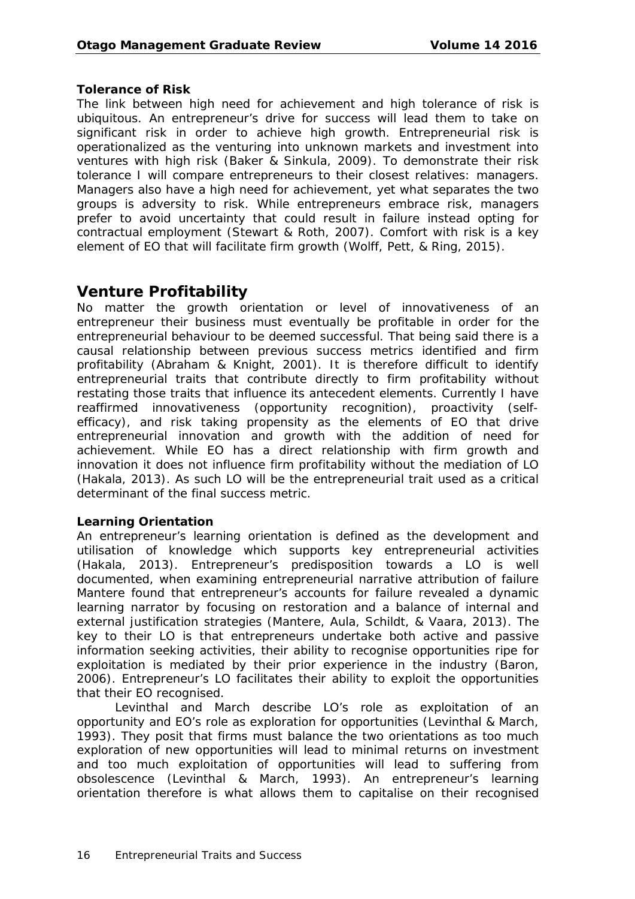### Tolerance of Risk

The link between high need for achievement and high tolerance of risk is ubiquitous. An entrepreneur's drive for success will lead them to take on significant risk in order to achieve high growth. Entrepreneurial risk is operationalized as the venturing into unknown markets and investment into ventures with high risk (Baker & Sinkula, 2009). To demonstrate their risk tolerance I will compare entrepreneurs to their closest relatives: managers. Managers also have a high need for achievement, yet what separates the two groups is adversity to risk. While entrepreneurs embrace risk, managers prefer to avoid uncertainty that could result in failure instead opting for contractual employment (Stewart & Roth, 2007). Comfort with risk is a key element of EO that will facilitate firm growth (Wolff, Pett, & Ring, 2015).

## Venture Profitability

No matter the growth orientation or level of innovativeness of an entrepreneur their business must eventually be profitable in order for the entrepreneurial behaviour to be deemed successful. That being said there is a causal relationship between previous success metrics identified and firm profitability (Abraham & Knight, 2001). It is therefore difficult to identify entrepreneurial traits that contribute directly to firm profitability without restating those traits that influence its antecedent elements. Currently I have reaffirmed innovativeness (opportunity recognition), proactivity (self-efficacy), and risk taking propensity as the elements of EO that drive entrepreneurial innovation and growth with the addition of need for achievement. While EO has a direct relationship with firm growth and innovation it does not influence firm profitability without the mediation of LO (Hakala, 2013). As such LO will be the entrepreneurial trait used as a critical determinant of the final success metric.

### Learning Orientation

An entrepreneur's learning orientation is defined as the development and utilisation of knowledge which supports key entrepreneurial activities (Hakala, 2013). Entrepreneur's predisposition towards a LO is well documented, when examining entrepreneurial narrative attribution of failure Mantere found that entrepreneur's accounts for failure revealed a dynamic learning narrator by focusing on restoration and a balance of internal and external justification strategies (Mantere, Aula, Schildt, & Vaara, 2013). The key to their LO is that entrepreneurs undertake both active and passive information seeking activities, their ability to recognise opportunities ripe for exploitation is mediated by their prior experience in the industry (Baron, 2006). Entrepreneur's LO facilitates their ability to exploit the opportunities that their EO recognised.

Levinthal and March describe LO's role as exploitation of an opportunity and EO's role as exploration for opportunities (Levinthal & March, 1993). They posit that firms must balance the two orientations as too much exploration of new opportunities will lead to minimal returns on investment and too much exploitation of opportunities will lead to suffering from obsolescence (Levinthal & March, 1993). An entrepreneur's learning orientation therefore is what allows them to capitalise on their recognised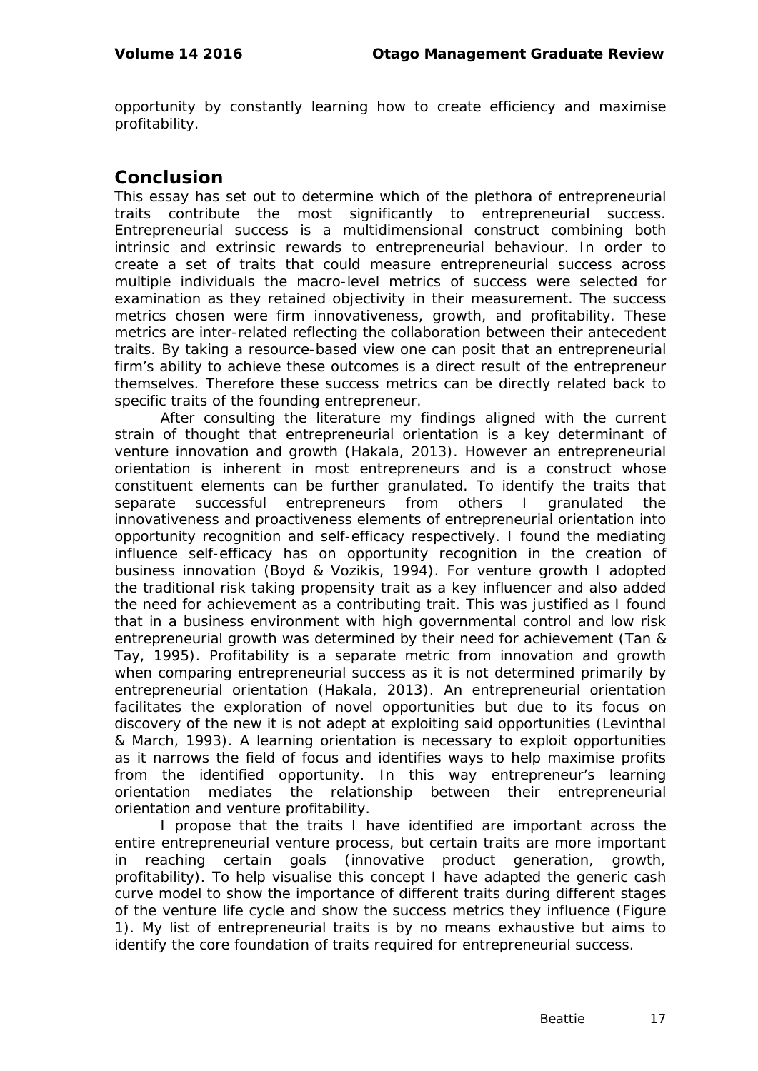opportunity by constantly learning how to create efficiency and maximise profitability.

## Conclusion

This essay has set out to determine which of the plethora of entrepreneurial traits contribute the most significantly to entrepreneurial success. Entrepreneurial success is a multidimensional construct combining both intrinsic and extrinsic rewards to entrepreneurial behaviour. In order to create a set of traits that could measure entrepreneurial success across multiple individuals the macro-level metrics of success were selected for examination as they retained objectivity in their measurement. The success metrics chosen were firm innovativeness, growth, and profitability. These metrics are inter-related reflecting the collaboration between their antecedent traits. By taking a resource-based view one can posit that an entrepreneurial firm's ability to achieve these outcomes is a direct result of the entrepreneur themselves. Therefore these success metrics can be directly related back to specific traits of the founding entrepreneur.

After consulting the literature my findings aligned with the current strain of thought that entrepreneurial orientation is a key determinant of venture innovation and growth (Hakala, 2013). However an entrepreneurial orientation is inherent in most entrepreneurs and is a construct whose constituent elements can be further granulated. To identify the traits that separate successful entrepreneurs from others I granulated the innovativeness and proactiveness elements of entrepreneurial orientation into opportunity recognition and self-efficacy respectively. I found the mediating influence self-efficacy has on opportunity recognition in the creation of business innovation (Boyd & Vozikis, 1994). For venture growth I adopted the traditional risk taking propensity trait as a key influencer and also added the need for achievement as a contributing trait. This was justified as I found that in a business environment with high governmental control and low risk entrepreneurial growth was determined by their need for achievement (Tan & Tay, 1995). Profitability is a separate metric from innovation and growth when comparing entrepreneurial success as it is not determined primarily by entrepreneurial orientation (Hakala, 2013). An entrepreneurial orientation facilitates the exploration of novel opportunities but due to its focus on discovery of the new it is not adept at exploiting said opportunities (Levinthal & March, 1993). A learning orientation is necessary to exploit opportunities as it narrows the field of focus and identifies ways to help maximise profits from the identified opportunity. In this way entrepreneur's learning orientation mediates the relationship between their entrepreneurial orientation and venture profitability.

I propose that the traits I have identified are important across the entire entrepreneurial venture process, but certain traits are more important in reaching certain goals (innovative product generation, growth, profitability). To help visualise this concept I have adapted the generic cash curve model to show the importance of different traits during different stages of the venture life cycle and show the success metrics they influence (Figure 1). My list of entrepreneurial traits is by no means exhaustive but aims to identify the core foundation of traits required for entrepreneurial success.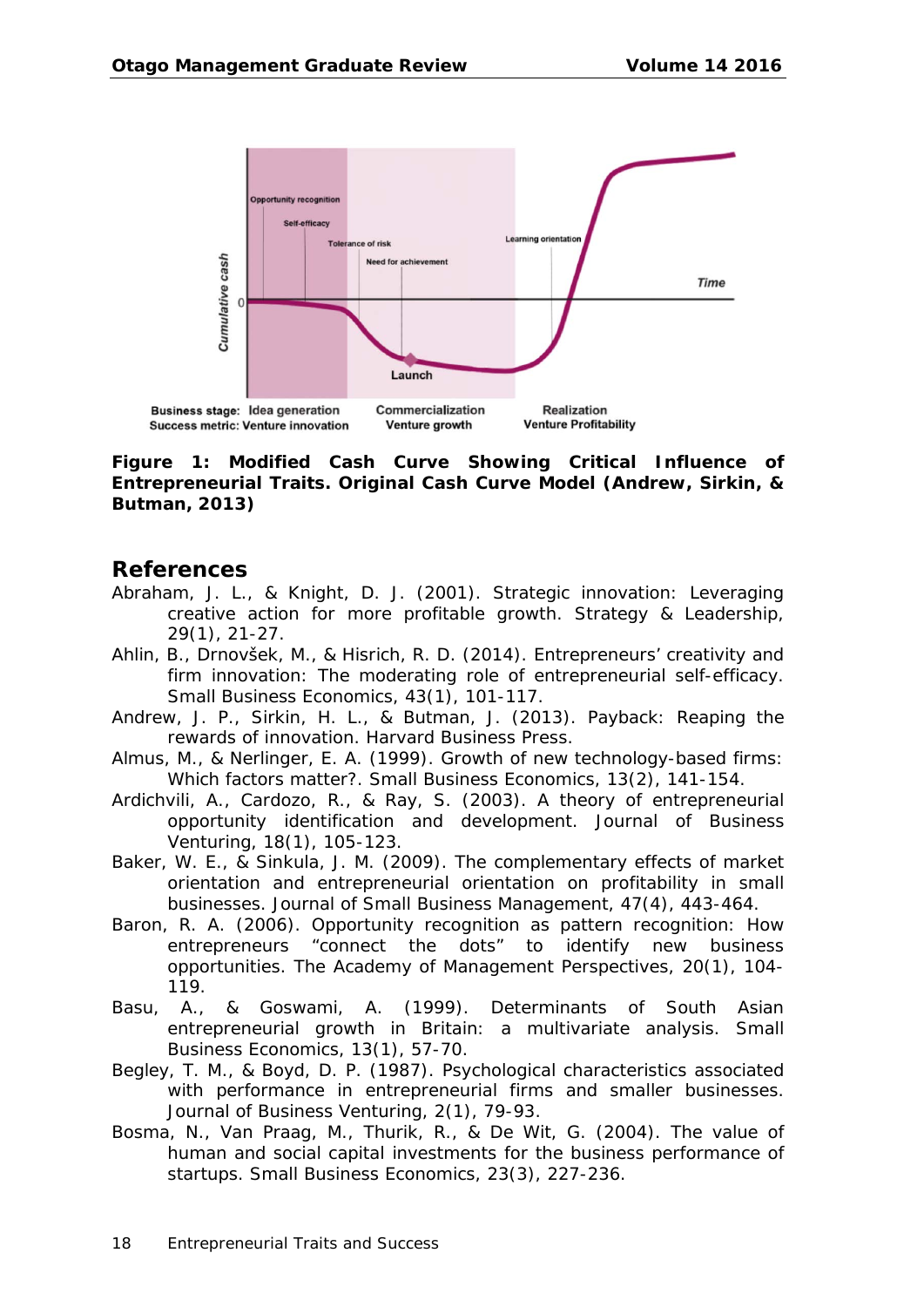**Figure 1: Modified Cash Curve Showing Critical Influence of Entrepreneurial Traits. Original Cash Curve Model (Andrew, Sirkin, & Butman, 2013)**

## References

Abraham, J. L., & Knight, D. J. (2001). Strategic innovation: Leveraging creative action for more profitable growth. Strategy & Leadership, 29(1), 21-27.

Ahlin, B., Drnovšek, M., & Hisrich, R. D. (2014). Entrepreneurs' creativity and firm innovation: The moderating role of entrepreneurial self-efficacy. Small Business Economics, 43(1), 101-117.

Andrew, J. P., Sirkin, H. L., & Butman, J. (2013). Payback: Reaping the rewards of innovation. Harvard Business Press.

Almus, M., & Nerlinger, E. A. (1999). Growth of new technology-based firms: Which factors matter?. Small Business Economics, 13(2), 141-154.

Ardichvili, A., Cardozo, R., & Ray, S. (2003). A theory of entrepreneurial opportunity identification and development. Journal of Business Venturing, 18(1), 105-123.

Baker, W. E., & Sinkula, J. M. (2009). The complementary effects of market orientation and entrepreneurial orientation on profitability in small businesses. Journal of Small Business Management, 47(4), 443-464.

Baron, R. A. (2006). Opportunity recognition as pattern recognition: How entrepreneurs "connect the dots" to identify new business opportunities. The Academy of Management Perspectives, 20(1), 104-119.

Basu, A., & Goswami, A. (1999). Determinants of South Asian entrepreneurial growth in Britain: a multivariate analysis. Small Business Economics, 13(1), 57-70.

Begley, T. M., & Boyd, D. P. (1987). Psychological characteristics associated with performance in entrepreneurial firms and smaller businesses. Journal of Business Venturing, 2(1), 79-93.

Bosma, N., Van Praag, M., Thurik, R., & De Wit, G. (2004). The value of human and social capital investments for the business performance of startups. Small Business Economics, 23(3), 227-236.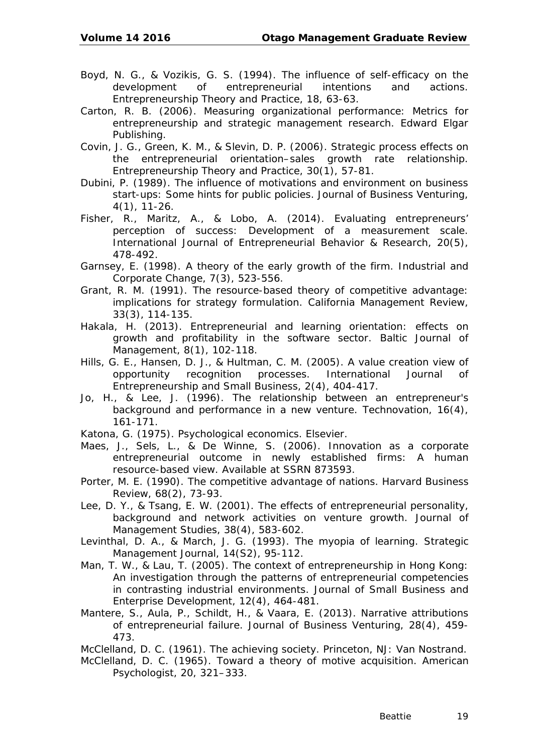Boyd, N. G., & Vozikis, G. S. (1994). The influence of self-efficacy on the development of entrepreneurial intentions and actions. Entrepreneurship Theory and Practice, 18, 63-63.

Carton, R. B. (2006). Measuring organizational performance: Metrics for entrepreneurship and strategic management research. Edward Elgar Publishing.

Covin, J. G., Green, K. M., & Slevin, D. P. (2006). Strategic process effects on the entrepreneurial orientation–sales growth rate relationship. Entrepreneurship Theory and Practice, 30(1), 57-81.

Dubini, P. (1989). The influence of motivations and environment on business start-ups: Some hints for public policies. Journal of Business Venturing, 4(1), 11-26.

Fisher, R., Maritz, A., & Lobo, A. (2014). Evaluating entrepreneurs' perception of success: Development of a measurement scale. International Journal of Entrepreneurial Behavior & Research, 20(5), 478-492.

Garnsey, E. (1998). A theory of the early growth of the firm. Industrial and Corporate Change, 7(3), 523-556.

Grant, R. M. (1991). The resource-based theory of competitive advantage: implications for strategy formulation. California Management Review, 33(3), 114-135.

Hakala, H. (2013). Entrepreneurial and learning orientation: effects on growth and profitability in the software sector. Baltic Journal of Management, 8(1), 102-118.

Hills, G. E., Hansen, D. J., & Hultman, C. M. (2005). A value creation view of opportunity recognition processes. International Journal of Entrepreneurship and Small Business, 2(4), 404-417.

Jo, H., & Lee, J. (1996). The relationship between an entrepreneur's background and performance in a new venture. Technovation, 16(4), 161-171.

Katona, G. (1975). Psychological economics. Elsevier.

Maes, J., Sels, L., & De Winne, S. (2006). Innovation as a corporate entrepreneurial outcome in newly established firms: A human resource-based view. Available at SSRN 873593.

Porter, M. E. (1990). The competitive advantage of nations. Harvard Business Review, 68(2), 73-93.

Lee, D. Y., & Tsang, E. W. (2001). The effects of entrepreneurial personality, background and network activities on venture growth. Journal of Management Studies, 38(4), 583-602.

Levinthal, D. A., & March, J. G. (1993). The myopia of learning. Strategic Management Journal, 14(S2), 95-112.

Man, T. W., & Lau, T. (2005). The context of entrepreneurship in Hong Kong: An investigation through the patterns of entrepreneurial competencies in contrasting industrial environments. Journal of Small Business and Enterprise Development, 12(4), 464-481.

Mantere, S., Aula, P., Schildt, H., & Vaara, E. (2013). Narrative attributions of entrepreneurial failure. Journal of Business Venturing, 28(4), 459-473.

McClelland, D. C. (1961). The achieving society. Princeton, NJ: Van Nostrand.

McClelland, D. C. (1965). Toward a theory of motive acquisition. American Psychologist, 20, 321–333.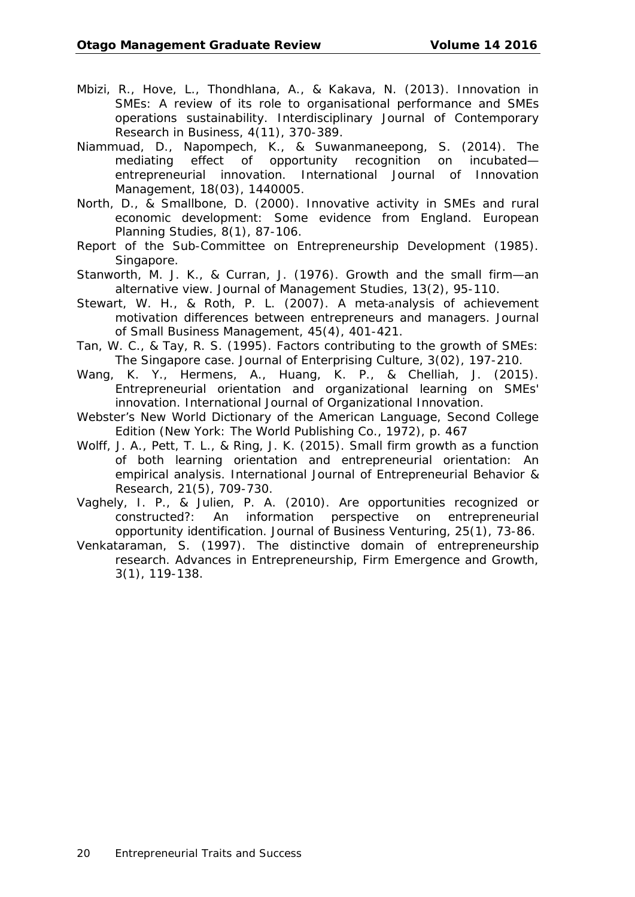Mbizi, R., Hove, L., Thondhlana, A., & Kakava, N. (2013). Innovation in SMEs: A review of its role to organisational performance and SMEs operations sustainability. Interdisciplinary Journal of Contemporary Research in Business, 4(11), 370-389.

Niammuad, D., Napompech, K., & Suwanmaneepong, S. (2014). The mediating effect of opportunity recognition on incubated—entrepreneurial innovation. International Journal of Innovation Management, 18(03), 1440005.

North, D., & Smallbone, D. (2000). Innovative activity in SMEs and rural economic development: Some evidence from England. European Planning Studies, 8(1), 87-106.

Report of the Sub-Committee on Entrepreneurship Development (1985). Singapore.

Stanworth, M. J. K., & Curran, J. (1976). Growth and the small firm—an alternative view. Journal of Management Studies, 13(2), 95-110.

Stewart, W. H., & Roth, P. L. (2007). A meta-analysis of achievement motivation differences between entrepreneurs and managers. Journal of Small Business Management, 45(4), 401-421.

Tan, W. C., & Tay, R. S. (1995). Factors contributing to the growth of SMEs: The Singapore case. Journal of Enterprising Culture, 3(02), 197-210.

Wang, K. Y., Hermens, A., Huang, K. P., & Chelliah, J. (2015). Entrepreneurial orientation and organizational learning on SMEs' innovation. International Journal of Organizational Innovation.

Webster's New World Dictionary of the American Language, Second College Edition (New York: The World Publishing Co., 1972), p. 467

Wolff, J. A., Pett, T. L., & Ring, J. K. (2015). Small firm growth as a function of both learning orientation and entrepreneurial orientation: An empirical analysis. International Journal of Entrepreneurial Behavior & Research, 21(5), 709-730.

Vaghely, I. P., & Julien, P. A. (2010). Are opportunities recognized or constructed?: An information perspective on entrepreneurial opportunity identification. Journal of Business Venturing, 25(1), 73-86.

Venkataraman, S. (1997). The distinctive domain of entrepreneurship research. Advances in Entrepreneurship, Firm Emergence and Growth, 3(1), 119-138.